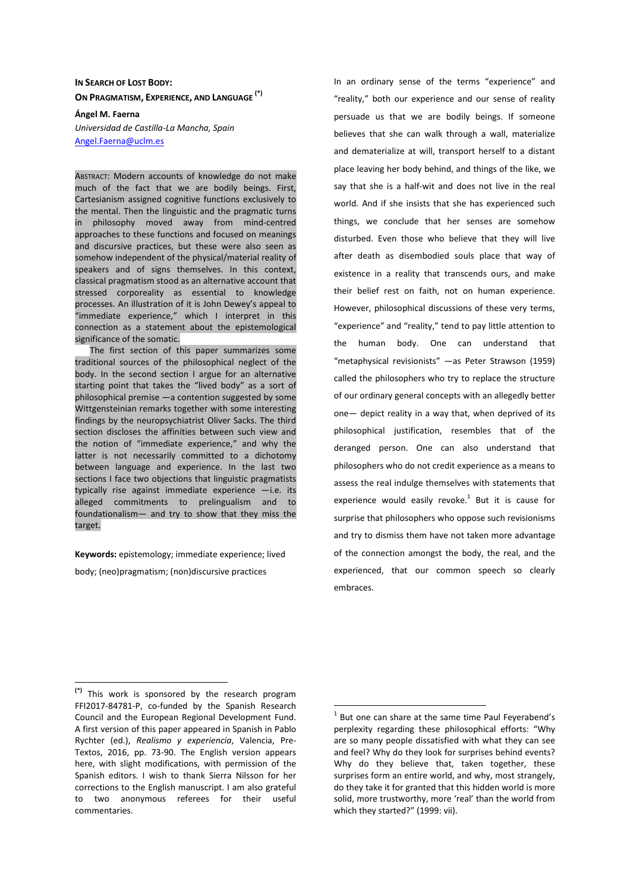# In Search of Lost Body: On Pragmatism, Experience, and Language [(*)]

**Ángel M. Faerna**

*Universidad de Castilla-La Mancha, Spain*

Angel.Faerna@uclm.es

ABSTRACT: Modern accounts of knowledge do not make much of the fact that we are bodily beings. First, Cartesianism assigned cognitive functions exclusively to the mental. Then the linguistic and the pragmatic turns in philosophy moved away from mind-centred approaches to these functions and focused on meanings and discursive practices, but these were also seen as somehow independent of the physical/material reality of speakers and of signs themselves. In this context, classical pragmatism stood as an alternative account that stressed corporeality as essential to knowledge processes. An illustration of it is John Dewey's appeal to "immediate experience," which I interpret in this connection as a statement about the epistemological significance of the somatic.

The first section of this paper summarizes some traditional sources of the philosophical neglect of the body. In the second section I argue for an alternative starting point that takes the "lived body" as a sort of philosophical premise —a contention suggested by some Wittgensteinian remarks together with some interesting findings by the neuropsychiatrist Oliver Sacks. The third section discloses the affinities between such view and the notion of "immediate experience," and why the latter is not necessarily committed to a dichotomy between language and experience. In the last two sections I face two objections that linguistic pragmatists typically rise against immediate experience —i.e. its alleged commitments to prelingualism and to foundationalism— and try to show that they miss the target.

**Keywords:** epistemology; immediate experience; lived body; (neo)pragmatism; (non)discursive practices

In an ordinary sense of the terms "experience" and "reality," both our experience and our sense of reality persuade us that we are bodily beings. If someone believes that she can walk through a wall, materialize and dematerialize at will, transport herself to a distant place leaving her body behind, and things of the like, we say that she is a half-wit and does not live in the real world. And if she insists that she has experienced such things, we conclude that her senses are somehow disturbed. Even those who believe that they will live after death as disembodied souls place that way of existence in a reality that transcends ours, and make their belief rest on faith, not on human experience. However, philosophical discussions of these very terms, "experience" and "reality," tend to pay little attention to the human body. One can understand that "metaphysical revisionists" —as Peter Strawson (1959) called the philosophers who try to replace the structure of our ordinary general concepts with an allegedly better one— depict reality in a way that, when deprived of its philosophical justification, resembles that of the deranged person. One can also understand that philosophers who do not credit experience as a means to assess the real indulge themselves with statements that experience would easily revoke.[1] But it is cause for surprise that philosophers who oppose such revisionisms and try to dismiss them have not taken more advantage of the connection amongst the body, the real, and the experienced, that our common speech so clearly embraces.

---

(*) This work is sponsored by the research program FFI2017-84781-P, co-funded by the Spanish Research Council and the European Regional Development Fund. A first version of this paper appeared in Spanish in Pablo Rychter (ed.), *Realismo y experiencia*, Valencia, Pre-Textos, 2016, pp. 73-90. The English version appears here, with slight modifications, with permission of the Spanish editors. I wish to thank Sierra Nilsson for her corrections to the English manuscript. I am also grateful to two anonymous referees for their useful commentaries.

[1] But one can share at the same time Paul Feyerabend's perplexity regarding these philosophical efforts: "Why are so many people dissatisfied with what they can see and feel? Why do they look for surprises behind events? Why do they believe that, taken together, these surprises form an entire world, and why, most strangely, do they take it for granted that this hidden world is more solid, more trustworthy, more 'real' than the world from which they started?" (1999: vii).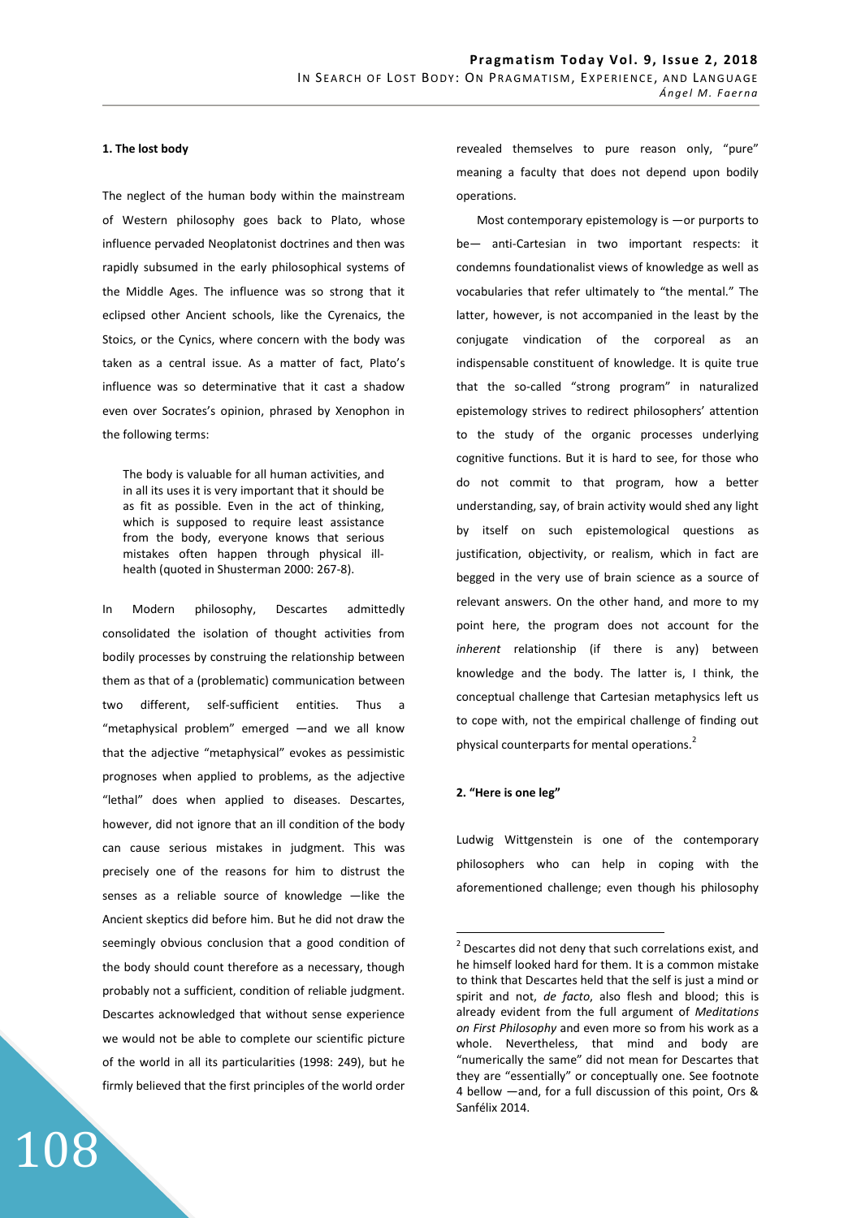## 1. The lost body

The neglect of the human body within the mainstream of Western philosophy goes back to Plato, whose influence pervaded Neoplatonist doctrines and then was rapidly subsumed in the early philosophical systems of the Middle Ages. The influence was so strong that it eclipsed other Ancient schools, like the Cyrenaics, the Stoics, or the Cynics, where concern with the body was taken as a central issue. As a matter of fact, Plato's influence was so determinative that it cast a shadow even over Socrates's opinion, phrased by Xenophon in the following terms:

> The body is valuable for all human activities, and in all its uses it is very important that it should be as fit as possible. Even in the act of thinking, which is supposed to require least assistance from the body, everyone knows that serious mistakes often happen through physical ill-health (quoted in Shusterman 2000: 267-8).

In Modern philosophy, Descartes admittedly consolidated the isolation of thought activities from bodily processes by construing the relationship between them as that of a (problematic) communication between two different, self-sufficient entities. Thus a "metaphysical problem" emerged —and we all know that the adjective "metaphysical" evokes as pessimistic prognoses when applied to problems, as the adjective "lethal" does when applied to diseases. Descartes, however, did not ignore that an ill condition of the body can cause serious mistakes in judgment. This was precisely one of the reasons for him to distrust the senses as a reliable source of knowledge —like the Ancient skeptics did before him. But he did not draw the seemingly obvious conclusion that a good condition of the body should count therefore as a necessary, though probably not a sufficient, condition of reliable judgment. Descartes acknowledged that without sense experience we would not be able to complete our scientific picture of the world in all its particularities (1998: 249), but he firmly believed that the first principles of the world order revealed themselves to pure reason only, "pure" meaning a faculty that does not depend upon bodily operations.

Most contemporary epistemology is —or purports to be— anti-Cartesian in two important respects: it condemns foundationalist views of knowledge as well as vocabularies that refer ultimately to "the mental." The latter, however, is not accompanied in the least by the conjugate vindication of the corporeal as an indispensable constituent of knowledge. It is quite true that the so-called "strong program" in naturalized epistemology strives to redirect philosophers' attention to the study of the organic processes underlying cognitive functions. But it is hard to see, for those who do not commit to that program, how a better understanding, say, of brain activity would shed any light by itself on such epistemological questions as justification, objectivity, or realism, which in fact are begged in the very use of brain science as a source of relevant answers. On the other hand, and more to my point here, the program does not account for the *inherent* relationship (if there is any) between knowledge and the body. The latter is, I think, the conceptual challenge that Cartesian metaphysics left us to cope with, not the empirical challenge of finding out physical counterparts for mental operations.[2]

## 2. "Here is one leg"

Ludwig Wittgenstein is one of the contemporary philosophers who can help in coping with the aforementioned challenge; even though his philosophy

[2] Descartes did not deny that such correlations exist, and he himself looked hard for them. It is a common mistake to think that Descartes held that the self is just a mind or spirit and not, *de facto*, also flesh and blood; this is already evident from the full argument of *Meditations on First Philosophy* and even more so from his work as a whole. Nevertheless, that mind and body are "numerically the same" did not mean for Descartes that they are "essentially" or conceptually one. See footnote 4 bellow —and, for a full discussion of this point, Ors & Sanfélix 2014.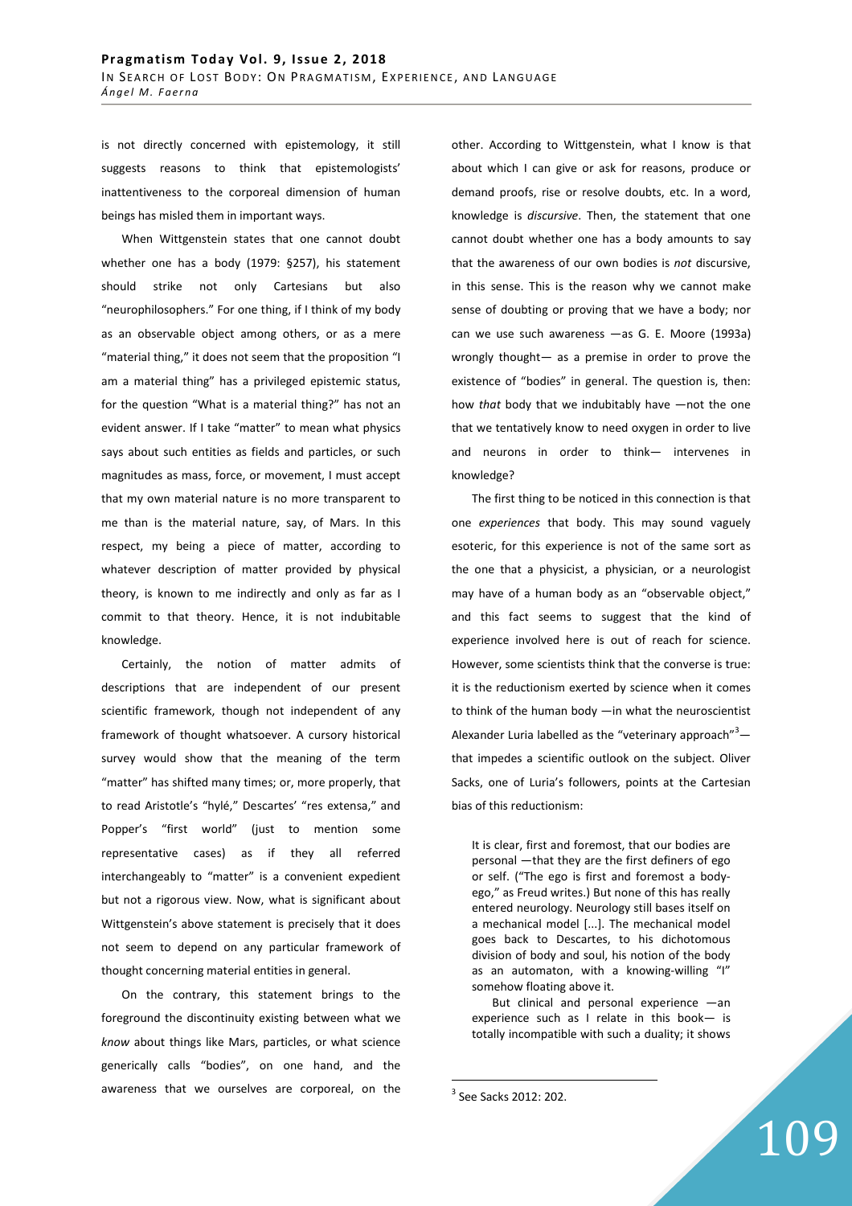is not directly concerned with epistemology, it still suggests reasons to think that epistemologists' inattentiveness to the corporeal dimension of human beings has misled them in important ways.

When Wittgenstein states that one cannot doubt whether one has a body (1979: §257), his statement should strike not only Cartesians but also "neurophilosophers." For one thing, if I think of my body as an observable object among others, or as a mere "material thing," it does not seem that the proposition "I am a material thing" has a privileged epistemic status, for the question "What is a material thing?" has not an evident answer. If I take "matter" to mean what physics says about such entities as fields and particles, or such magnitudes as mass, force, or movement, I must accept that my own material nature is no more transparent to me than is the material nature, say, of Mars. In this respect, my being a piece of matter, according to whatever description of matter provided by physical theory, is known to me indirectly and only as far as I commit to that theory. Hence, it is not indubitable knowledge.

Certainly, the notion of matter admits of descriptions that are independent of our present scientific framework, though not independent of any framework of thought whatsoever. A cursory historical survey would show that the meaning of the term "matter" has shifted many times; or, more properly, that to read Aristotle's "hylé," Descartes' "res extensa," and Popper's "first world" (just to mention some representative cases) as if they all referred interchangeably to "matter" is a convenient expedient but not a rigorous view. Now, what is significant about Wittgenstein's above statement is precisely that it does not seem to depend on any particular framework of thought concerning material entities in general.

On the contrary, this statement brings to the foreground the discontinuity existing between what we *know* about things like Mars, particles, or what science generically calls "bodies", on one hand, and the awareness that we ourselves are corporeal, on the other. According to Wittgenstein, what I know is that about which I can give or ask for reasons, produce or demand proofs, rise or resolve doubts, etc. In a word, knowledge is *discursive*. Then, the statement that one cannot doubt whether one has a body amounts to say that the awareness of our own bodies is *not* discursive, in this sense. This is the reason why we cannot make sense of doubting or proving that we have a body; nor can we use such awareness —as G. E. Moore (1993a) wrongly thought— as a premise in order to prove the existence of "bodies" in general. The question is, then: how *that* body that we indubitably have —not the one that we tentatively know to need oxygen in order to live and neurons in order to think— intervenes in knowledge?

The first thing to be noticed in this connection is that one *experiences* that body. This may sound vaguely esoteric, for this experience is not of the same sort as the one that a physicist, a physician, or a neurologist may have of a human body as an "observable object," and this fact seems to suggest that the kind of experience involved here is out of reach for science. However, some scientists think that the converse is true: it is the reductionism exerted by science when it comes to think of the human body —in what the neuroscientist Alexander Luria labelled as the "veterinary approach"[3]— that impedes a scientific outlook on the subject. Oliver Sacks, one of Luria's followers, points at the Cartesian bias of this reductionism:

> It is clear, first and foremost, that our bodies are personal —that they are the first definers of ego or self. ("The ego is first and foremost a body-ego," as Freud writes.) But none of this has really entered neurology. Neurology still bases itself on a mechanical model [...]. The mechanical model goes back to Descartes, to his dichotomous division of body and soul, his notion of the body as an automaton, with a knowing-willing "I" somehow floating above it.
>
> But clinical and personal experience —an experience such as I relate in this book— is totally incompatible with such a duality; it shows

[3] See Sacks 2012: 202.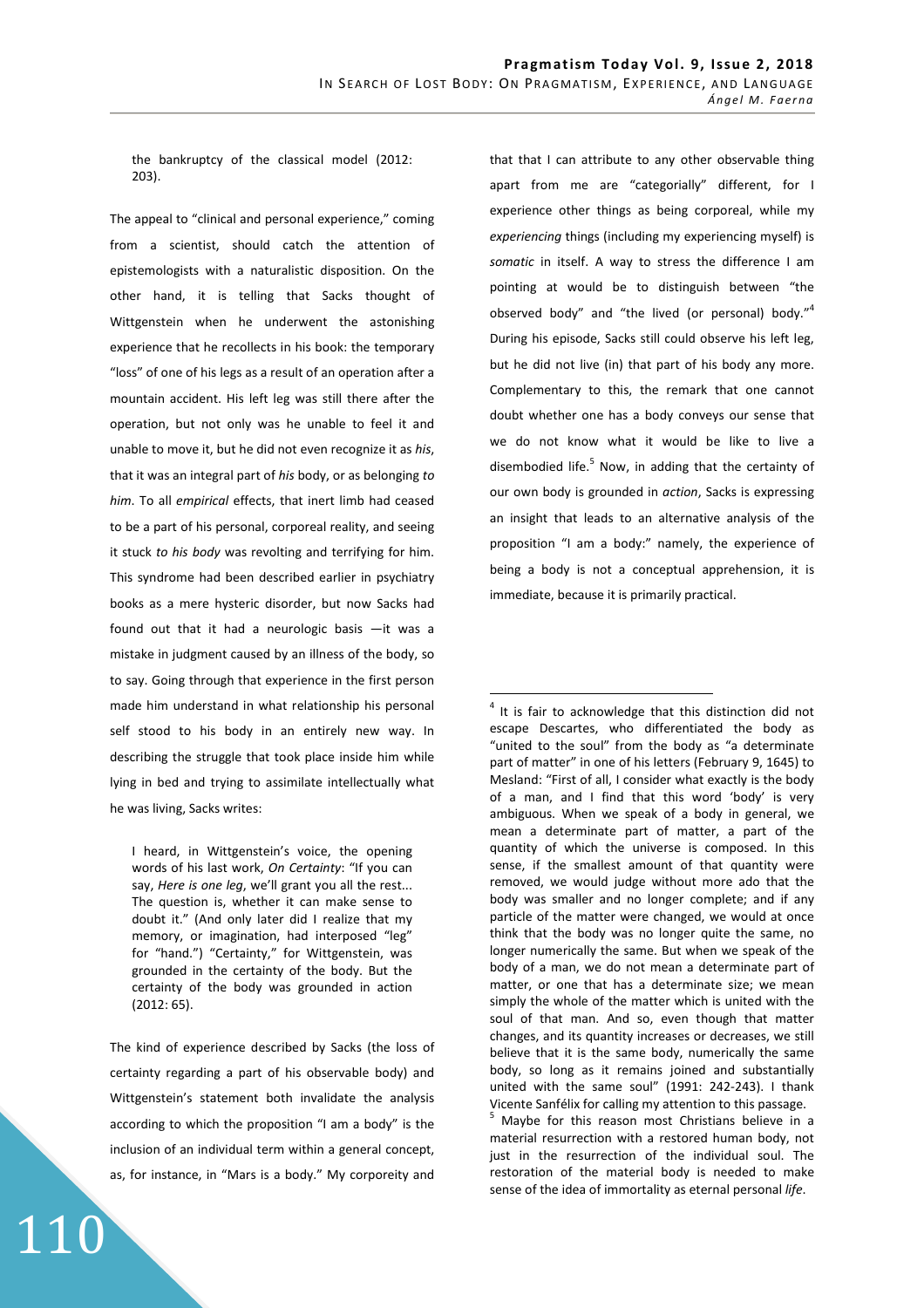the bankruptcy of the classical model (2012: 203).

The appeal to "clinical and personal experience," coming from a scientist, should catch the attention of epistemologists with a naturalistic disposition. On the other hand, it is telling that Sacks thought of Wittgenstein when he underwent the astonishing experience that he recollects in his book: the temporary "loss" of one of his legs as a result of an operation after a mountain accident. His left leg was still there after the operation, but not only was he unable to feel it and unable to move it, but he did not even recognize it as *his*, that it was an integral part of *his* body, or as belonging *to him*. To all *empirical* effects, that inert limb had ceased to be a part of his personal, corporeal reality, and seeing it stuck *to his body* was revolting and terrifying for him. This syndrome had been described earlier in psychiatry books as a mere hysteric disorder, but now Sacks had found out that it had a neurologic basis —it was a mistake in judgment caused by an illness of the body, so to say. Going through that experience in the first person made him understand in what relationship his personal self stood to his body in an entirely new way. In describing the struggle that took place inside him while lying in bed and trying to assimilate intellectually what he was living, Sacks writes:

> I heard, in Wittgenstein's voice, the opening words of his last work, *On Certainty*: "If you can say, *Here is one leg*, we'll grant you all the rest... The question is, whether it can make sense to doubt it." (And only later did I realize that my memory, or imagination, had interposed "leg" for "hand.") "Certainty," for Wittgenstein, was grounded in the certainty of the body. But the certainty of the body was grounded in action (2012: 65).

The kind of experience described by Sacks (the loss of certainty regarding a part of his observable body) and Wittgenstein's statement both invalidate the analysis according to which the proposition "I am a body" is the inclusion of an individual term within a general concept, as, for instance, in "Mars is a body." My corporeity and that that I can attribute to any other observable thing apart from me are "categorially" different, for I experience other things as being corporeal, while my *experiencing* things (including my experiencing myself) is *somatic* in itself. A way to stress the difference I am pointing at would be to distinguish between "the observed body" and "the lived (or personal) body."[4] During his episode, Sacks still could observe his left leg, but he did not live (in) that part of his body any more. Complementary to this, the remark that one cannot doubt whether one has a body conveys our sense that we do not know what it would be like to live a disembodied life.[5] Now, in adding that the certainty of our own body is grounded in *action*, Sacks is expressing an insight that leads to an alternative analysis of the proposition "I am a body:" namely, the experience of being a body is not a conceptual apprehension, it is immediate, because it is primarily practical.

---

[4] It is fair to acknowledge that this distinction did not escape Descartes, who differentiated the body as "united to the soul" from the body as "a determinate part of matter" in one of his letters (February 9, 1645) to Mesland: "First of all, I consider what exactly is the body of a man, and I find that this word 'body' is very ambiguous. When we speak of a body in general, we mean a determinate part of matter, a part of the quantity of which the universe is composed. In this sense, if the smallest amount of that quantity were removed, we would judge without more ado that the body was smaller and no longer complete; and if any particle of the matter were changed, we would at once think that the body was no longer quite the same, no longer numerically the same. But when we speak of the body of a man, we do not mean a determinate part of matter, or one that has a determinate size; we mean simply the whole of the matter which is united with the soul of that man. And so, even though that matter changes, and its quantity increases or decreases, we still believe that it is the same body, numerically the same body, so long as it remains joined and substantially united with the same soul" (1991: 242-243). I thank Vicente Sanfélix for calling my attention to this passage.

[5] Maybe for this reason most Christians believe in a material resurrection with a restored human body, not just in the resurrection of the individual soul. The restoration of the material body is needed to make sense of the idea of immortality as eternal personal *life*.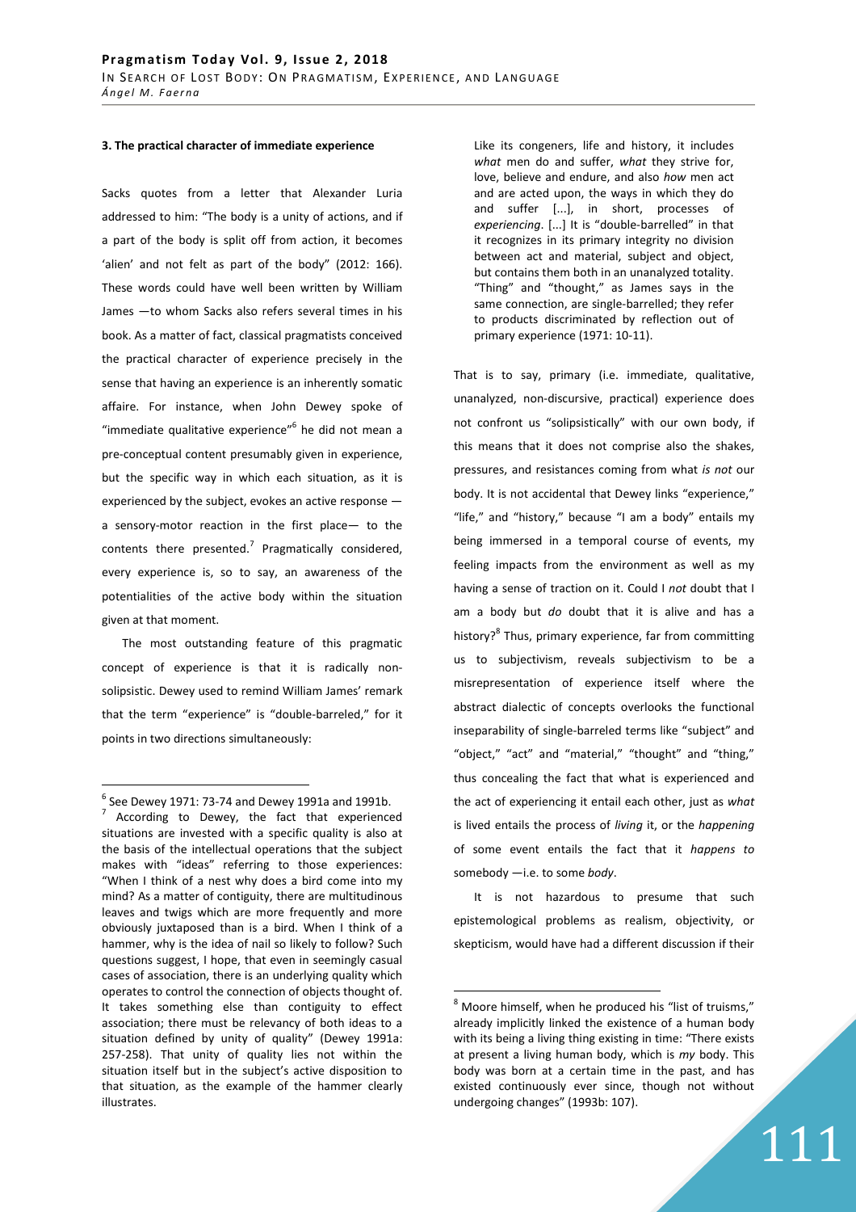### 3. The practical character of immediate experience

Sacks quotes from a letter that Alexander Luria addressed to him: "The body is a unity of actions, and if a part of the body is split off from action, it becomes 'alien' and not felt as part of the body" (2012: 166). These words could have well been written by William James —to whom Sacks also refers several times in his book. As a matter of fact, classical pragmatists conceived the practical character of experience precisely in the sense that having an experience is an inherently somatic affaire. For instance, when John Dewey spoke of "immediate qualitative experience"[6] he did not mean a pre-conceptual content presumably given in experience, but the specific way in which each situation, as it is experienced by the subject, evokes an active response —a sensory-motor reaction in the first place— to the contents there presented.[7] Pragmatically considered, every experience is, so to say, an awareness of the potentialities of the active body within the situation given at that moment.

The most outstanding feature of this pragmatic concept of experience is that it is radically non-solipsistic. Dewey used to remind William James' remark that the term "experience" is "double-bareled," for it points in two directions simultaneously:

> Like its congeners, life and history, it includes *what* men do and suffer, *what* they strive for, love, believe and endure, and also *how* men act and are acted upon, the ways in which they do and suffer [...], in short, processes of *experiencing*. [...] It is "double-barrelled" in that it recognizes in its primary integrity no division between act and material, subject and object, but contains them both in an unanalyzed totality. "Thing" and "thought," as James says in the same connection, are single-barrelled; they refer to products discriminated by reflection out of primary experience (1971: 10-11).

That is to say, primary (i.e. immediate, qualitative, unanalyzed, non-discursive, practical) experience does not confront us "solipsistically" with our own body, if this means that it does not comprise also the shakes, pressures, and resistances coming from what *is not* our body. It is not accidental that Dewey links "experience," "life," and "history," because "I am a body" entails my being immersed in a temporal course of events, my feeling impacts from the environment as well as my having a sense of traction on it. Could I *not* doubt that I am a body but *do* doubt that it is alive and has a history?[8] Thus, primary experience, far from committing us to subjectivism, reveals subjectivism to be a misrepresentation of experience itself where the abstract dialectic of concepts overlooks the functional inseparability of single-barreled terms like "subject" and "object," "act" and "material," "thought" and "thing," thus concealing the fact that what is experienced and the act of experiencing it entail each other, just as *what* is lived entails the process of *living* it, or the *happening* of some event entails the fact that it *happens to* somebody —i.e. to some *body*.

It is not hazardous to presume that such epistemological problems as realism, objectivity, or skepticism, would have had a different discussion if their

---

[6] See Dewey 1971: 73-74 and Dewey 1991a and 1991b.

[7] According to Dewey, the fact that experienced situations are invested with a specific quality is also at the basis of the intellectual operations that the subject makes with "ideas" referring to those experiences: "When I think of a nest why does a bird come into my mind? As a matter of contiguity, there are multitudinous leaves and twigs which are more frequently and more obviously juxtaposed than is a bird. When I think of a hammer, why is the idea of nail so likely to follow? Such questions suggest, I hope, that even in seemingly casual cases of association, there is an underlying quality which operates to control the connection of objects thought of. It takes something else than contiguity to effect association; there must be relevancy of both ideas to a situation defined by unity of quality" (Dewey 1991a: 257-258). That unity of quality lies not within the situation itself but in the subject's active disposition to that situation, as the example of the hammer clearly illustrates.

[8] Moore himself, when he produced his "list of truisms," already implicitly linked the existence of a human body with its being a living thing existing in time: "There exists at present a living human body, which is *my* body. This body was born at a certain time in the past, and has existed continuously ever since, though not without undergoing changes" (1993b: 107).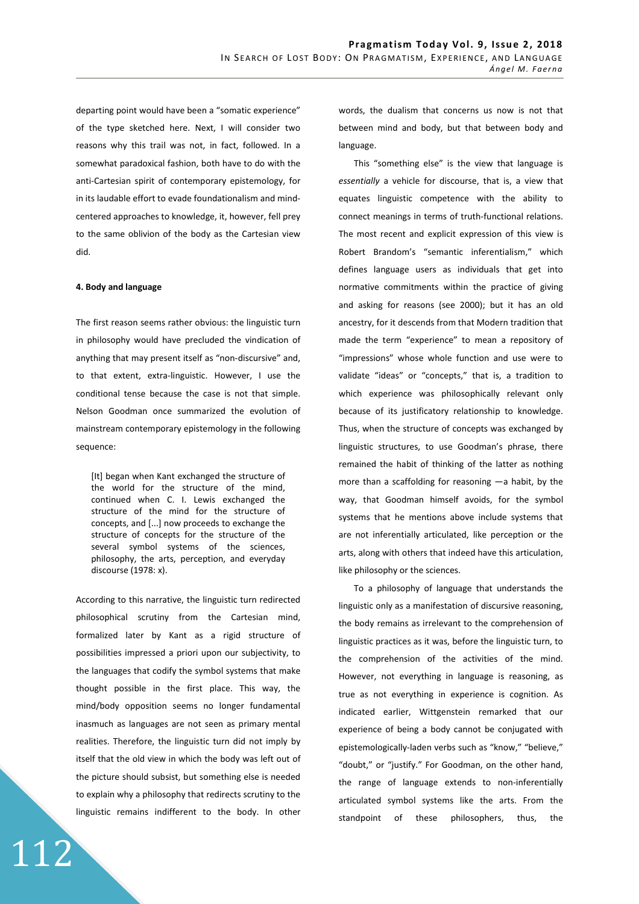departing point would have been a "somatic experience" of the type sketched here. Next, I will consider two reasons why this trail was not, in fact, followed. In a somewhat paradoxical fashion, both have to do with the anti-Cartesian spirit of contemporary epistemology, for in its laudable effort to evade foundationalism and mind-centered approaches to knowledge, it, however, fell prey to the same oblivion of the body as the Cartesian view did.

#### 4. Body and language

The first reason seems rather obvious: the linguistic turn in philosophy would have precluded the vindication of anything that may present itself as "non-discursive" and, to that extent, extra-linguistic. However, I use the conditional tense because the case is not that simple. Nelson Goodman once summarized the evolution of mainstream contemporary epistemology in the following sequence:

> [It] began when Kant exchanged the structure of the world for the structure of the mind, continued when C. I. Lewis exchanged the structure of the mind for the structure of concepts, and [...] now proceeds to exchange the structure of concepts for the structure of the several symbol systems of the sciences, philosophy, the arts, perception, and everyday discourse (1978: x).

According to this narrative, the linguistic turn redirected philosophical scrutiny from the Cartesian mind, formalized later by Kant as a rigid structure of possibilities impressed a priori upon our subjectivity, to the languages that codify the symbol systems that make thought possible in the first place. This way, the mind/body opposition seems no longer fundamental inasmuch as languages are not seen as primary mental realities. Therefore, the linguistic turn did not imply by itself that the old view in which the body was left out of the picture should subsist, but something else is needed to explain why a philosophy that redirects scrutiny to the linguistic remains indifferent to the body. In other words, the dualism that concerns us now is not that between mind and body, but that between body and language.

This "something else" is the view that language is *essentially* a vehicle for discourse, that is, a view that equates linguistic competence with the ability to connect meanings in terms of truth-functional relations. The most recent and explicit expression of this view is Robert Brandom's "semantic inferentialism," which defines language users as individuals that get into normative commitments within the practice of giving and asking for reasons (see 2000); but it has an old ancestry, for it descends from that Modern tradition that made the term "experience" to mean a repository of "impressions" whose whole function and use were to validate "ideas" or "concepts," that is, a tradition to which experience was philosophically relevant only because of its justificatory relationship to knowledge. Thus, when the structure of concepts was exchanged by linguistic structures, to use Goodman's phrase, there remained the habit of thinking of the latter as nothing more than a scaffolding for reasoning —a habit, by the way, that Goodman himself avoids, for the symbol systems that he mentions above include systems that are not inferentially articulated, like perception or the arts, along with others that indeed have this articulation, like philosophy or the sciences.

To a philosophy of language that understands the linguistic only as a manifestation of discursive reasoning, the body remains as irrelevant to the comprehension of linguistic practices as it was, before the linguistic turn, to the comprehension of the activities of the mind. However, not everything in language is reasoning, as true as not everything in experience is cognition. As indicated earlier, Wittgenstein remarked that our experience of being a body cannot be conjugated with epistemologically-laden verbs such as "know," "believe," "doubt," or "justify." For Goodman, on the other hand, the range of language extends to non-inferentially articulated symbol systems like the arts. From the standpoint of these philosophers, thus, the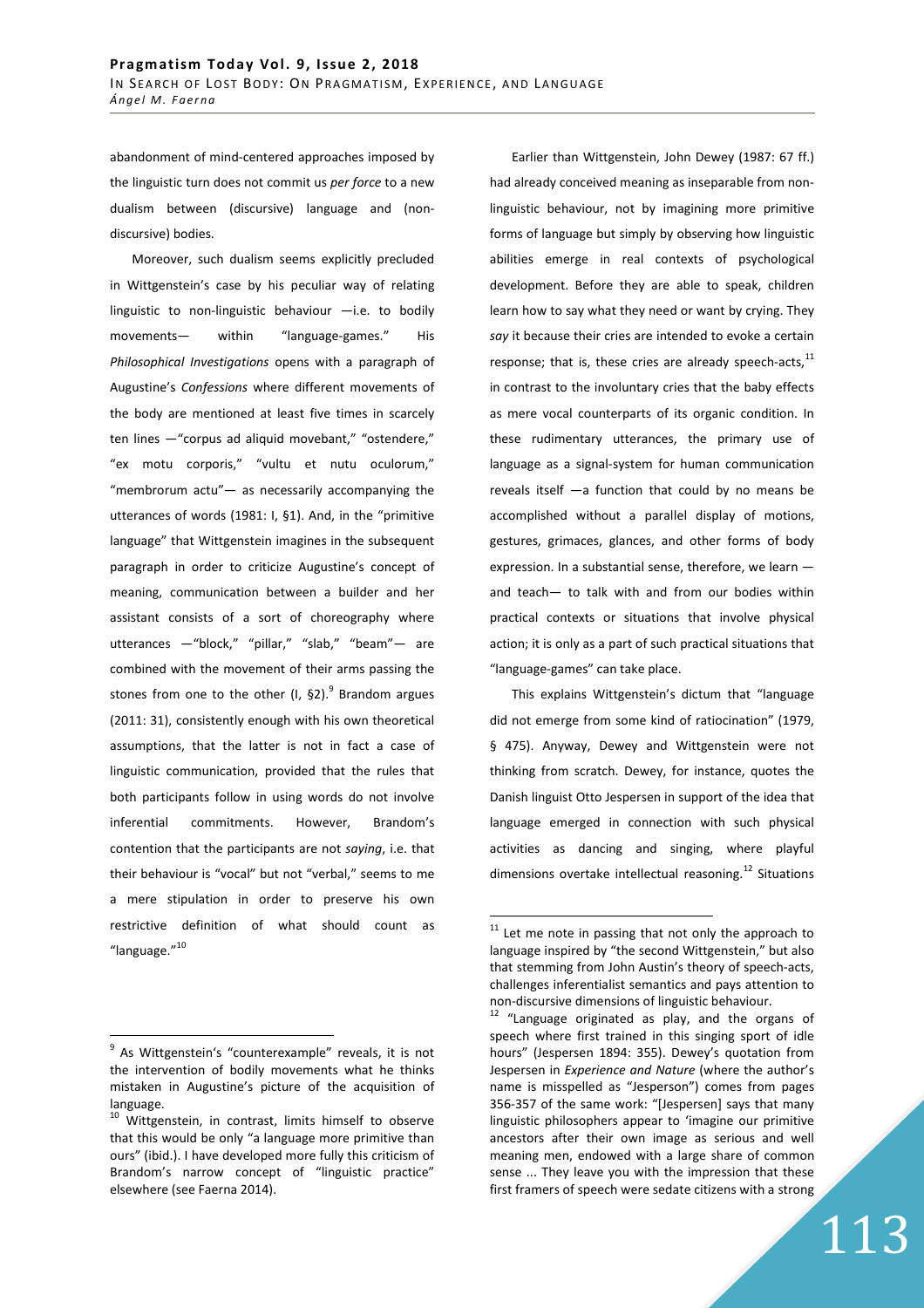abandonment of mind-centered approaches imposed by the linguistic turn does not commit us *per force* to a new dualism between (discursive) language and (non-discursive) bodies.

Moreover, such dualism seems explicitly precluded in Wittgenstein's case by his peculiar way of relating linguistic to non-linguistic behaviour —i.e. to bodily movements— within "language-games." His *Philosophical Investigations* opens with a paragraph of Augustine's *Confessions* where different movements of the body are mentioned at least five times in scarcely ten lines —"corpus ad aliquid movebant," "ostendere," "ex motu corporis," "vultu et nutu oculorum," "membrorum actu"— as necessarily accompanying the utterances of words (1981: I, §1). And, in the "primitive language" that Wittgenstein imagines in the subsequent paragraph in order to criticize Augustine's concept of meaning, communication between a builder and her assistant consists of a sort of choreography where utterances —"block," "pillar," "slab," "beam"— are combined with the movement of their arms passing the stones from one to the other (I, §2).[9] Brandom argues (2011: 31), consistently enough with his own theoretical assumptions, that the latter is not in fact a case of linguistic communication, provided that the rules that both participants follow in using words do not involve inferential commitments. However, Brandom's contention that the participants are not *saying*, i.e. that their behaviour is "vocal" but not "verbal," seems to me a mere stipulation in order to preserve his own restrictive definition of what should count as "language."[10]

Earlier than Wittgenstein, John Dewey (1987: 67 ff.) had already conceived meaning as inseparable from non-linguistic behaviour, not by imagining more primitive forms of language but simply by observing how linguistic abilities emerge in real contexts of psychological development. Before they are able to speak, children learn how to say what they need or want by crying. They *say* it because their cries are intended to evoke a certain response; that is, these cries are already speech-acts,[11] in contrast to the involuntary cries that the baby effects as mere vocal counterparts of its organic condition. In these rudimentary utterances, the primary use of language as a signal-system for human communication reveals itself —a function that could by no means be accomplished without a parallel display of motions, gestures, grimaces, glances, and other forms of body expression. In a substantial sense, therefore, we learn —and teach— to talk with and from our bodies within practical contexts or situations that involve physical action; it is only as a part of such practical situations that "language-games" can take place.

This explains Wittgenstein's dictum that "language did not emerge from some kind of ratiocination" (1979, § 475). Anyway, Dewey and Wittgenstein were not thinking from scratch. Dewey, for instance, quotes the Danish linguist Otto Jespersen in support of the idea that language emerged in connection with such physical activities as dancing and singing, where playful dimensions overtake intellectual reasoning.[12] Situations

---

[9] As Wittgenstein's "counterexample" reveals, it is not the intervention of bodily movements what he thinks mistaken in Augustine's picture of the acquisition of language.

[10] Wittgenstein, in contrast, limits himself to observe that this would be only "a language more primitive than ours" (ibid.). I have developed more fully this criticism of Brandom's narrow concept of "linguistic practice" elsewhere (see Faerna 2014).

[11] Let me note in passing that not only the approach to language inspired by "the second Wittgenstein," but also that stemming from John Austin's theory of speech-acts, challenges inferentialist semantics and pays attention to non-discursive dimensions of linguistic behaviour.

[12] "Language originated as play, and the organs of speech where first trained in this singing sport of idle hours" (Jespersen 1894: 355). Dewey's quotation from Jespersen in *Experience and Nature* (where the author's name is misspelled as "Jesperson") comes from pages 356-357 of the same work: "[Jespersen] says that many linguistic philosophers appear to 'imagine our primitive ancestors after their own image as serious and well meaning men, endowed with a large share of common sense ... They leave you with the impression that these first framers of speech were sedate citizens with a strong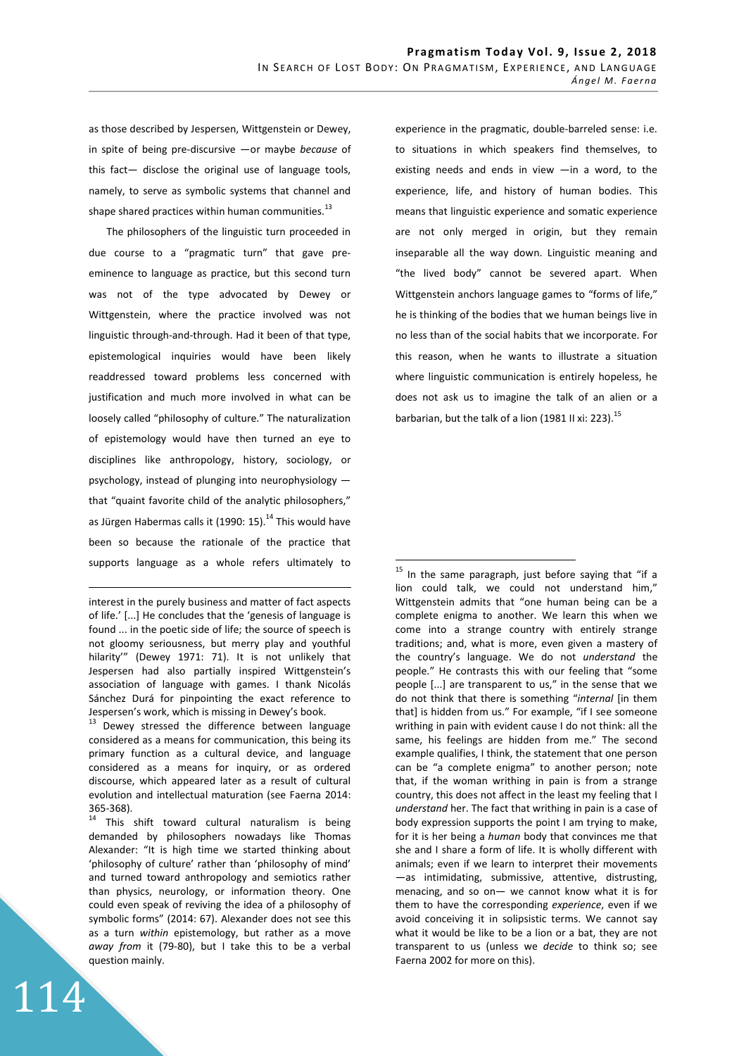as those described by Jespersen, Wittgenstein or Dewey, in spite of being pre-discursive —or maybe *because* of this fact— disclose the original use of language tools, namely, to serve as symbolic systems that channel and shape shared practices within human communities.[13]

The philosophers of the linguistic turn proceeded in due course to a "pragmatic turn" that gave pre-eminence to language as practice, but this second turn was not of the type advocated by Dewey or Wittgenstein, where the practice involved was not linguistic through-and-through. Had it been of that type, epistemological inquiries would have been likely readdressed toward problems less concerned with justification and much more involved in what can be loosely called "philosophy of culture." The naturalization of epistemology would have then turned an eye to disciplines like anthropology, history, sociology, or psychology, instead of plunging into neurophysiology —that "quaint favorite child of the analytic philosophers," as Jürgen Habermas calls it (1990: 15).[14] This would have been so because the rationale of the practice that supports language as a whole refers ultimately to experience in the pragmatic, double-barreled sense: i.e. to situations in which speakers find themselves, to existing needs and ends in view —in a word, to the experience, life, and history of human bodies. This means that linguistic experience and somatic experience are not only merged in origin, but they remain inseparable all the way down. Linguistic meaning and "the lived body" cannot be severed apart. When Wittgenstein anchors language games to "forms of life," he is thinking of the bodies that we human beings live in no less than of the social habits that we incorporate. For this reason, when he wants to illustrate a situation where linguistic communication is entirely hopeless, he does not ask us to imagine the talk of an alien or a barbarian, but the talk of a lion (1981 II xi: 223).[15]

---

interest in the purely business and matter of fact aspects of life.' [...] He concludes that the 'genesis of language is found ... in the poetic side of life; the source of speech is not gloomy seriousness, but merry play and youthful hilarity'" (Dewey 1971: 71). It is not unlikely that Jespersen had also partially inspired Wittgenstein's association of language with games. I thank Nicolás Sánchez Durá for pinpointing the exact reference to Jespersen's work, which is missing in Dewey's book.

[13] Dewey stressed the difference between language considered as a means for communication, this being its primary function as a cultural device, and language considered as a means for inquiry, or as ordered discourse, which appeared later as a result of cultural evolution and intellectual maturation (see Faerna 2014: 365-368).

[14] This shift toward cultural naturalism is being demanded by philosophers nowadays like Thomas Alexander: "It is high time we started thinking about 'philosophy of culture' rather than 'philosophy of mind' and turned toward anthropology and semiotics rather than physics, neurology, or information theory. One could even speak of reviving the idea of a philosophy of symbolic forms" (2014: 67). Alexander does not see this as a turn *within* epistemology, but rather as a move *away from* it (79-80), but I take this to be a verbal question mainly.

[15] In the same paragraph, just before saying that "if a lion could talk, we could not understand him," Wittgenstein admits that "one human being can be a complete enigma to another. We learn this when we come into a strange country with entirely strange traditions; and, what is more, even given a mastery of the country's language. We do not *understand* the people." He contrasts this with our feeling that "some people [...] are transparent to us," in the sense that we do not think that there is something "*internal* [in them that] is hidden from us." For example, "if I see someone writhing in pain with evident cause I do not think: all the same, his feelings are hidden from me." The second example qualifies, I think, the statement that one person can be "a complete enigma" to another person; note that, if the woman writhing in pain is from a strange country, this does not affect in the least my feeling that I *understand* her. The fact that writhing in pain is a case of body expression supports the point I am trying to make, for it is her being a *human* body that convinces me that she and I share a form of life. It is wholly different with animals; even if we learn to interpret their movements —as intimidating, submissive, attentive, distrusting, menacing, and so on— we cannot know what it is for them to have the corresponding *experience*, even if we avoid conceiving it in solipsistic terms. We cannot say what it would be like to be a lion or a bat, they are not transparent to us (unless we *decide* to think so; see Faerna 2002 for more on this).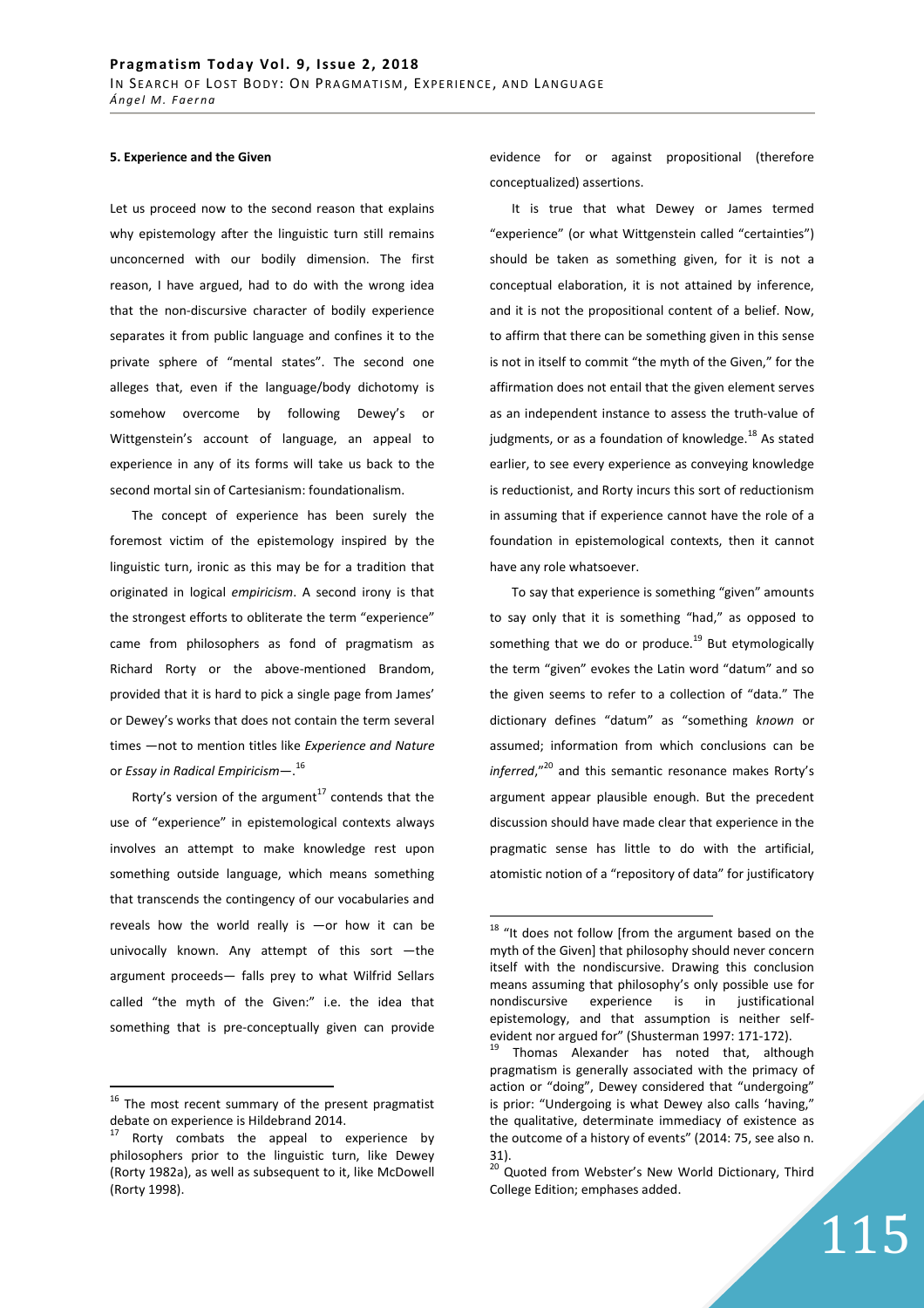#### 5. Experience and the Given

Let us proceed now to the second reason that explains why epistemology after the linguistic turn still remains unconcerned with our bodily dimension. The first reason, I have argued, had to do with the wrong idea that the non-discursive character of bodily experience separates it from public language and confines it to the private sphere of "mental states". The second one alleges that, even if the language/body dichotomy is somehow overcome by following Dewey's or Wittgenstein's account of language, an appeal to experience in any of its forms will take us back to the second mortal sin of Cartesianism: foundationalism.

The concept of experience has been surely the foremost victim of the epistemology inspired by the linguistic turn, ironic as this may be for a tradition that originated in logical *empiricism*. A second irony is that the strongest efforts to obliterate the term "experience" came from philosophers as fond of pragmatism as Richard Rorty or the above-mentioned Brandom, provided that it is hard to pick a single page from James' or Dewey's works that does not contain the term several times —not to mention titles like *Experience and Nature* or *Essay in Radical Empiricism*—.[16]

Rorty's version of the argument[17] contends that the use of "experience" in epistemological contexts always involves an attempt to make knowledge rest upon something outside language, which means something that transcends the contingency of our vocabularies and reveals how the world really is —or how it can be univocally known. Any attempt of this sort —the argument proceeds— falls prey to what Wilfrid Sellars called "the myth of the Given:" i.e. the idea that something that is pre-conceptually given can provide evidence for or against propositional (therefore conceptualized) assertions.

It is true that what Dewey or James termed "experience" (or what Wittgenstein called "certainties") should be taken as something given, for it is not a conceptual elaboration, it is not attained by inference, and it is not the propositional content of a belief. Now, to affirm that there can be something given in this sense is not in itself to commit "the myth of the Given," for the affirmation does not entail that the given element serves as an independent instance to assess the truth-value of judgments, or as a foundation of knowledge.[18] As stated earlier, to see every experience as conveying knowledge is reductionist, and Rorty incurs this sort of reductionism in assuming that if experience cannot have the role of a foundation in epistemological contexts, then it cannot have any role whatsoever.

To say that experience is something "given" amounts to say only that it is something "had," as opposed to something that we do or produce.[19] But etymologically the term "given" evokes the Latin word "datum" and so the given seems to refer to a collection of "data." The dictionary defines "datum" as "something *known* or assumed; information from which conclusions can be *inferred*,"[20] and this semantic resonance makes Rorty's argument appear plausible enough. But the precedent discussion should have made clear that experience in the pragmatic sense has little to do with the artificial, atomistic notion of a "repository of data" for justificatory

---

[16] The most recent summary of the present pragmatist debate on experience is Hildebrand 2014.

[17] Rorty combats the appeal to experience by philosophers prior to the linguistic turn, like Dewey (Rorty 1982a), as well as subsequent to it, like McDowell (Rorty 1998).

[18] "It does not follow [from the argument based on the myth of the Given] that philosophy should never concern itself with the nondiscursive. Drawing this conclusion means assuming that philosophy's only possible use for nondiscursive experience is in justificational epistemology, and that assumption is neither self-evident nor argued for" (Shusterman 1997: 171-172).

[19] Thomas Alexander has noted that, although pragmatism is generally associated with the primacy of action or "doing", Dewey considered that "undergoing" is prior: "Undergoing is what Dewey also calls 'having,' the qualitative, determinate immediacy of existence as the outcome of a history of events" (2014: 75, see also n. 31).

[20] Quoted from Webster's New World Dictionary, Third College Edition; emphases added.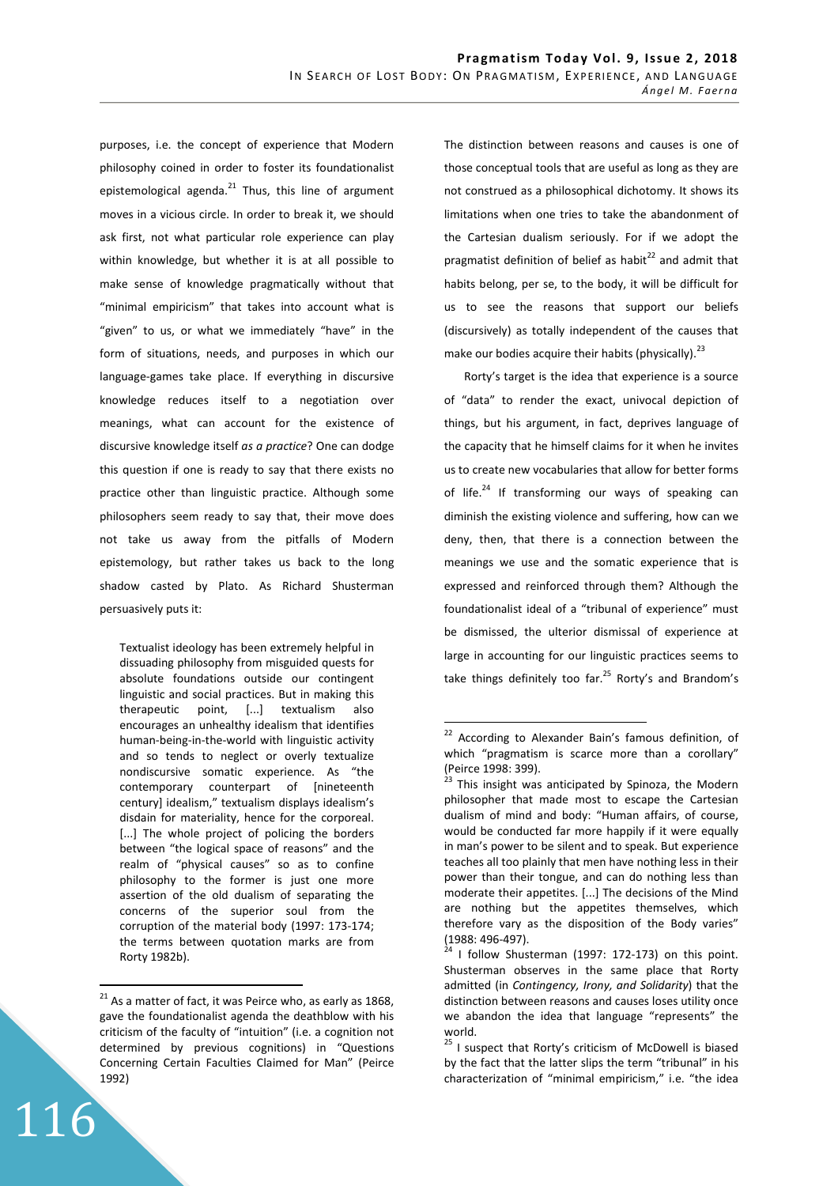purposes, i.e. the concept of experience that Modern philosophy coined in order to foster its foundationalist epistemological agenda.[21] Thus, this line of argument moves in a vicious circle. In order to break it, we should ask first, not what particular role experience can play within knowledge, but whether it is at all possible to make sense of knowledge pragmatically without that "minimal empiricism" that takes into account what is "given" to us, or what we immediately "have" in the form of situations, needs, and purposes in which our language-games take place. If everything in discursive knowledge reduces itself to a negotiation over meanings, what can account for the existence of discursive knowledge itself *as a practice*? One can dodge this question if one is ready to say that there exists no practice other than linguistic practice. Although some philosophers seem ready to say that, their move does not take us away from the pitfalls of Modern epistemology, but rather takes us back to the long shadow casted by Plato. As Richard Shusterman persuasively puts it:

> Textualist ideology has been extremely helpful in dissuading philosophy from misguided quests for absolute foundations outside our contingent linguistic and social practices. But in making this therapeutic point, [...] textualism also encourages an unhealthy idealism that identifies human-being-in-the-world with linguistic activity and so tends to neglect or overly textualize nondiscursive somatic experience. As "the contemporary counterpart of [nineteenth century] idealism," textualism displays idealism's disdain for materiality, hence for the corporeal. [...] The whole project of policing the borders between "the logical space of reasons" and the realm of "physical causes" so as to confine philosophy to the former is just one more assertion of the old dualism of separating the concerns of the superior soul from the corruption of the material body (1997: 173-174; the terms between quotation marks are from Rorty 1982b).

The distinction between reasons and causes is one of those conceptual tools that are useful as long as they are not construed as a philosophical dichotomy. It shows its limitations when one tries to take the abandonment of the Cartesian dualism seriously. For if we adopt the pragmatist definition of belief as habit[22] and admit that habits belong, per se, to the body, it will be difficult for us to see the reasons that support our beliefs (discursively) as totally independent of the causes that make our bodies acquire their habits (physically).[23]

Rorty's target is the idea that experience is a source of "data" to render the exact, univocal depiction of things, but his argument, in fact, deprives language of the capacity that he himself claims for it when he invites us to create new vocabularies that allow for better forms of life.[24] If transforming our ways of speaking can diminish the existing violence and suffering, how can we deny, then, that there is a connection between the meanings we use and the somatic experience that is expressed and reinforced through them? Although the foundationalist ideal of a "tribunal of experience" must be dismissed, the ulterior dismissal of experience at large in accounting for our linguistic practices seems to take things definitely too far.[25] Rorty's and Brandom's

---

[21] As a matter of fact, it was Peirce who, as early as 1868, gave the foundationalist agenda the deathblow with his criticism of the faculty of "intuition" (i.e. a cognition not determined by previous cognitions) in "Questions Concerning Certain Faculties Claimed for Man" (Peirce 1992)

[22] According to Alexander Bain's famous definition, of which "pragmatism is scarce more than a corollary" (Peirce 1998: 399).

[23] This insight was anticipated by Spinoza, the Modern philosopher that made most to escape the Cartesian dualism of mind and body: "Human affairs, of course, would be conducted far more happily if it were equally in man's power to be silent and to speak. But experience teaches all too plainly that men have nothing less in their power than their tongue, and can do nothing less than moderate their appetites. [...] The decisions of the Mind are nothing but the appetites themselves, which therefore vary as the disposition of the Body varies" (1988: 496-497).

[24] I follow Shusterman (1997: 172-173) on this point. Shusterman observes in the same place that Rorty admitted (in *Contingency, Irony, and Solidarity*) that the distinction between reasons and causes loses utility once we abandon the idea that language "represents" the world.

[25] I suspect that Rorty's criticism of McDowell is biased by the fact that the latter slips the term "tribunal" in his characterization of "minimal empiricism," i.e. "the idea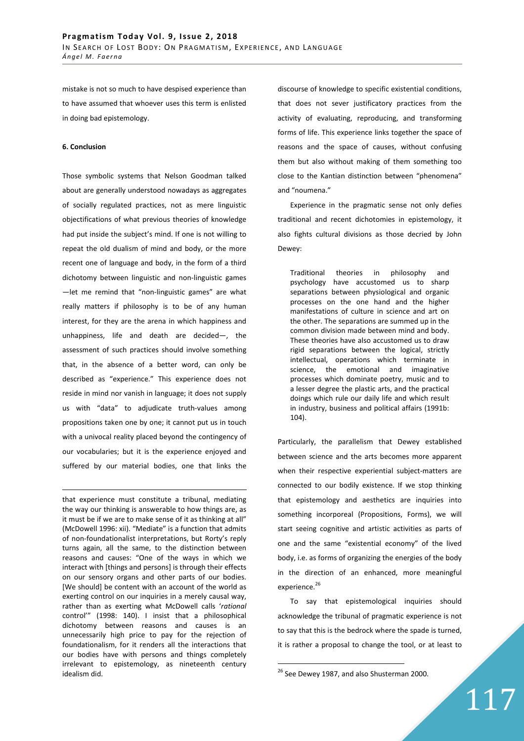mistake is not so much to have despised experience than to have assumed that whoever uses this term is enlisted in doing bad epistemology.

**6. Conclusion**

Those symbolic systems that Nelson Goodman talked about are generally understood nowadays as aggregates of socially regulated practices, not as mere linguistic objectifications of what previous theories of knowledge had put inside the subject's mind. If one is not willing to repeat the old dualism of mind and body, or the more recent one of language and body, in the form of a third dichotomy between linguistic and non-linguistic games —let me remind that "non-linguistic games" are what really matters if philosophy is to be of any human interest, for they are the arena in which happiness and unhappiness, life and death are decided—, the assessment of such practices should involve something that, in the absence of a better word, can only be described as "experience." This experience does not reside in mind nor vanish in language; it does not supply us with "data" to adjudicate truth-values among propositions taken one by one; it cannot put us in touch with a univocal reality placed beyond the contingency of our vocabularies; but it is the experience enjoyed and suffered by our material bodies, one that links the discourse of knowledge to specific existential conditions, that does not sever justificatory practices from the activity of evaluating, reproducing, and transforming forms of life. This experience links together the space of reasons and the space of causes, without confusing them but also without making of them something too close to the Kantian distinction between "phenomena" and "noumena."

Experience in the pragmatic sense not only defies traditional and recent dichotomies in epistemology, it also fights cultural divisions as those decried by John Dewey:

> Traditional theories in philosophy and psychology have accustomed us to sharp separations between physiological and organic processes on the one hand and the higher manifestations of culture in science and art on the other. The separations are summed up in the common division made between mind and body. These theories have also accustomed us to draw rigid separations between the logical, strictly intellectual, operations which terminate in science, the emotional and imaginative processes which dominate poetry, music and to a lesser degree the plastic arts, and the practical doings which rule our daily life and which result in industry, business and political affairs (1991b: 104).

Particularly, the parallelism that Dewey established between science and the arts becomes more apparent when their respective experiential subject-matters are connected to our bodily existence. If we stop thinking that epistemology and aesthetics are inquiries into something incorporeal (Propositions, Forms), we will start seeing cognitive and artistic activities as parts of one and the same "existential economy" of the lived body, i.e. as forms of organizing the energies of the body in the direction of an enhanced, more meaningful experience.[26]

To say that epistemological inquiries should acknowledge the tribunal of pragmatic experience is not to say that this is the bedrock where the spade is turned, it is rather a proposal to change the tool, or at least to

---

that experience must constitute a tribunal, mediating the way our thinking is answerable to how things are, as it must be if we are to make sense of it as thinking at all" (McDowell 1996: xii). "Mediate" is a function that admits of non-foundationalist interpretations, but Rorty's reply turns again, all the same, to the distinction between reasons and causes: "One of the ways in which we interact with [things and persons] is through their effects on our sensory organs and other parts of our bodies. [We should] be content with an account of the world as exerting control on our inquiries in a merely causal way, rather than as exerting what McDowell calls '*rational* control'" (1998: 140). I insist that a philosophical dichotomy between reasons and causes is an unnecessarily high price to pay for the rejection of foundationalism, for it renders all the interactions that our bodies have with persons and things completely irrelevant to epistemology, as nineteenth century idealism did.

[26] See Dewey 1987, and also Shusterman 2000.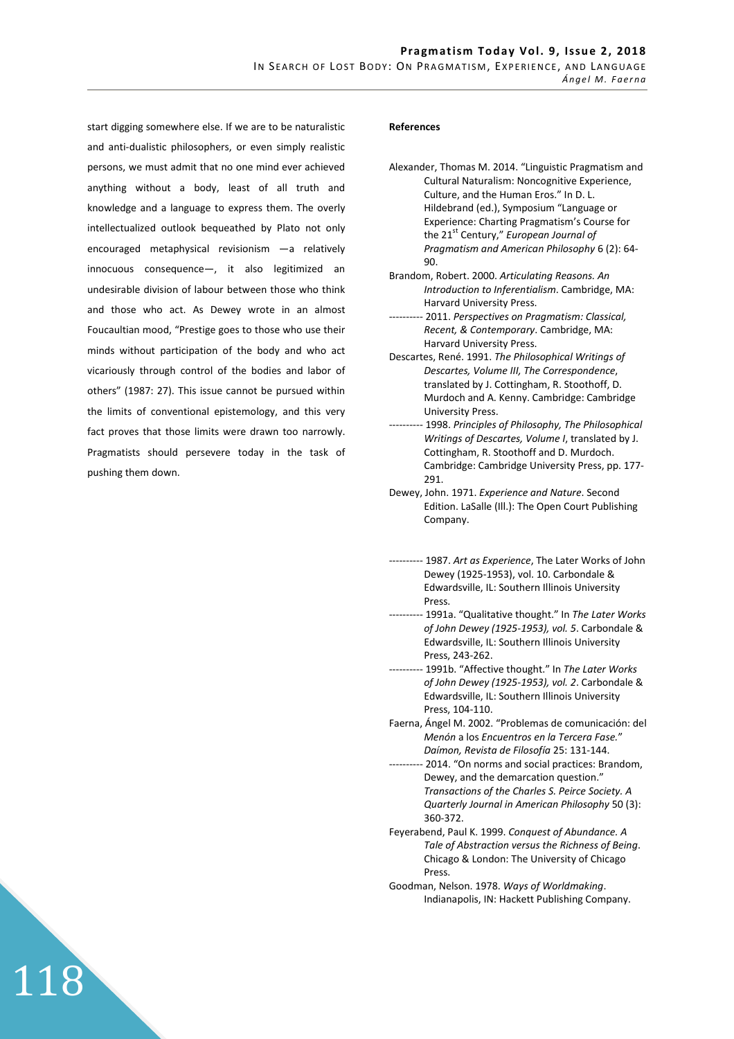start digging somewhere else. If we are to be naturalistic and anti-dualistic philosophers, or even simply realistic persons, we must admit that no one mind ever achieved anything without a body, least of all truth and knowledge and a language to express them. The overly intellectualized outlook bequeathed by Plato not only encouraged metaphysical revisionism —a relatively innocuous consequence—, it also legitimized an undesirable division of labour between those who think and those who act. As Dewey wrote in an almost Foucaultian mood, "Prestige goes to those who use their minds without participation of the body and who act vicariously through control of the bodies and labor of others" (1987: 27). This issue cannot be pursued within the limits of conventional epistemology, and this very fact proves that those limits were drawn too narrowly. Pragmatists should persevere today in the task of pushing them down.

**References**

Alexander, Thomas M. 2014. "Linguistic Pragmatism and Cultural Naturalism: Noncognitive Experience, Culture, and the Human Eros." In D. L. Hildebrand (ed.), Symposium "Language or Experience: Charting Pragmatism's Course for the 21st Century," *European Journal of Pragmatism and American Philosophy* 6 (2): 64-90.

Brandom, Robert. 2000. *Articulating Reasons. An Introduction to Inferentialism*. Cambridge, MA: Harvard University Press.

---------- 2011. *Perspectives on Pragmatism: Classical, Recent, & Contemporary*. Cambridge, MA: Harvard University Press.

Descartes, René. 1991. *The Philosophical Writings of Descartes, Volume III, The Correspondence*, translated by J. Cottingham, R. Stoothoff, D. Murdoch and A. Kenny. Cambridge: Cambridge University Press.

---------- 1998. *Principles of Philosophy, The Philosophical Writings of Descartes, Volume I*, translated by J. Cottingham, R. Stoothoff and D. Murdoch. Cambridge: Cambridge University Press, pp. 177-291.

Dewey, John. 1971. *Experience and Nature*. Second Edition. LaSalle (Ill.): The Open Court Publishing Company.

---------- 1987. *Art as Experience*, The Later Works of John Dewey (1925-1953), vol. 10. Carbondale & Edwardsville, IL: Southern Illinois University Press.

---------- 1991a. "Qualitative thought." In *The Later Works of John Dewey (1925-1953), vol. 5*. Carbondale & Edwardsville, IL: Southern Illinois University Press, 243-262.

---------- 1991b. "Affective thought." In *The Later Works of John Dewey (1925-1953), vol. 2*. Carbondale & Edwardsville, IL: Southern Illinois University Press, 104-110.

Faerna, Ángel M. 2002. "Problemas de comunicación: del *Menón* a los *Encuentros en la Tercera Fase*." *Daímon, Revista de Filosofía* 25: 131-144.

---------- 2014. "On norms and social practices: Brandom, Dewey, and the demarcation question." *Transactions of the Charles S. Peirce Society. A Quarterly Journal in American Philosophy* 50 (3): 360-372.

Feyerabend, Paul K. 1999. *Conquest of Abundance. A Tale of Abstraction versus the Richness of Being*. Chicago & London: The University of Chicago Press.

Goodman, Nelson. 1978. *Ways of Worldmaking*. Indianapolis, IN: Hackett Publishing Company.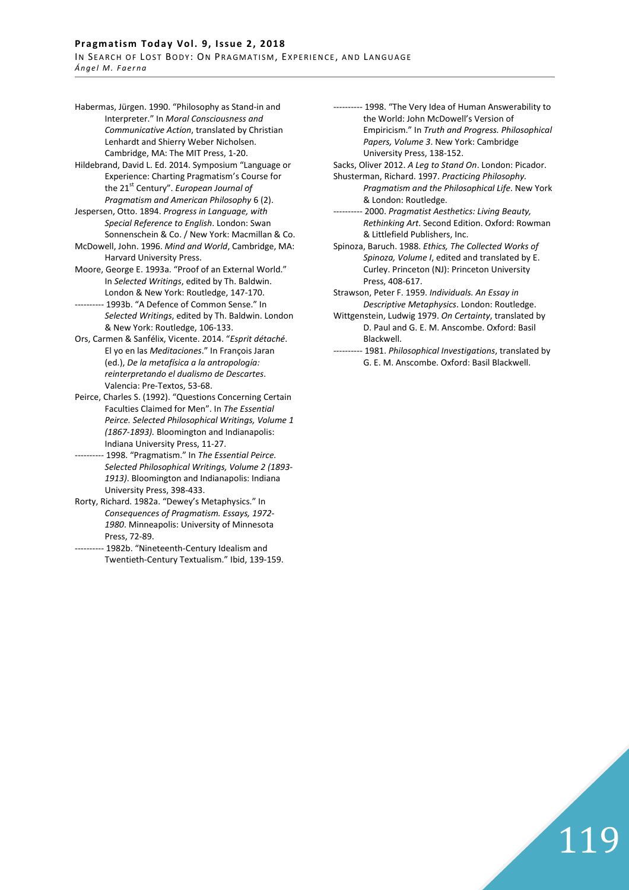Habermas, Jürgen. 1990. "Philosophy as Stand-in and Interpreter." In *Moral Consciousness and Communicative Action*, translated by Christian Lenhardt and Shierry Weber Nicholsen. Cambridge, MA: The MIT Press, 1-20.

Hildebrand, David L. Ed. 2014. Symposium "Language or Experience: Charting Pragmatism's Course for the 21st Century". *European Journal of Pragmatism and American Philosophy* 6 (2).

Jespersen, Otto. 1894. *Progress in Language, with Special Reference to English*. London: Swan Sonnenschein & Co. / New York: Macmillan & Co.

McDowell, John. 1996. *Mind and World*, Cambridge, MA: Harvard University Press.

Moore, George E. 1993a. "Proof of an External World." In *Selected Writings*, edited by Th. Baldwin. London & New York: Routledge, 147-170.

---------- 1993b. "A Defence of Common Sense." In *Selected Writings*, edited by Th. Baldwin. London & New York: Routledge, 106-133.

Ors, Carmen & Sanfélix, Vicente. 2014. "*Esprit détaché*. El yo en las *Meditaciones*." In François Jaran (ed.), *De la metafísica a la antropología: reinterpretando el dualismo de Descartes*. Valencia: Pre-Textos, 53-68.

Peirce, Charles S. (1992). "Questions Concerning Certain Faculties Claimed for Men". In *The Essential Peirce. Selected Philosophical Writings, Volume 1 (1867-1893).* Bloomington and Indianapolis: Indiana University Press, 11-27.

---------- 1998. "Pragmatism." In *The Essential Peirce. Selected Philosophical Writings, Volume 2 (1893-1913)*. Bloomington and Indianapolis: Indiana University Press, 398-433.

Rorty, Richard. 1982a. "Dewey's Metaphysics." In *Consequences of Pragmatism. Essays, 1972-1980*. Minneapolis: University of Minnesota Press, 72-89.

---------- 1982b. "Nineteenth-Century Idealism and Twentieth-Century Textualism." Ibid, 139-159.

---------- 1998. "The Very Idea of Human Answerability to the World: John McDowell's Version of Empiricism." In *Truth and Progress. Philosophical Papers, Volume 3*. New York: Cambridge University Press, 138-152.

Sacks, Oliver 2012. *A Leg to Stand On*. London: Picador.

Shusterman, Richard. 1997. *Practicing Philosophy. Pragmatism and the Philosophical Life*. New York & London: Routledge.

---------- 2000. *Pragmatist Aesthetics: Living Beauty, Rethinking Art*. Second Edition. Oxford: Rowman & Littlefield Publishers, Inc.

Spinoza, Baruch. 1988. *Ethics, The Collected Works of Spinoza, Volume I*, edited and translated by E. Curley. Princeton (NJ): Princeton University Press, 408-617.

Strawson, Peter F. 1959. *Individuals. An Essay in Descriptive Metaphysics*. London: Routledge.

Wittgenstein, Ludwig 1979. *On Certainty*, translated by D. Paul and G. E. M. Anscombe. Oxford: Basil Blackwell.

---------- 1981. *Philosophical Investigations*, translated by G. E. M. Anscombe. Oxford: Basil Blackwell.